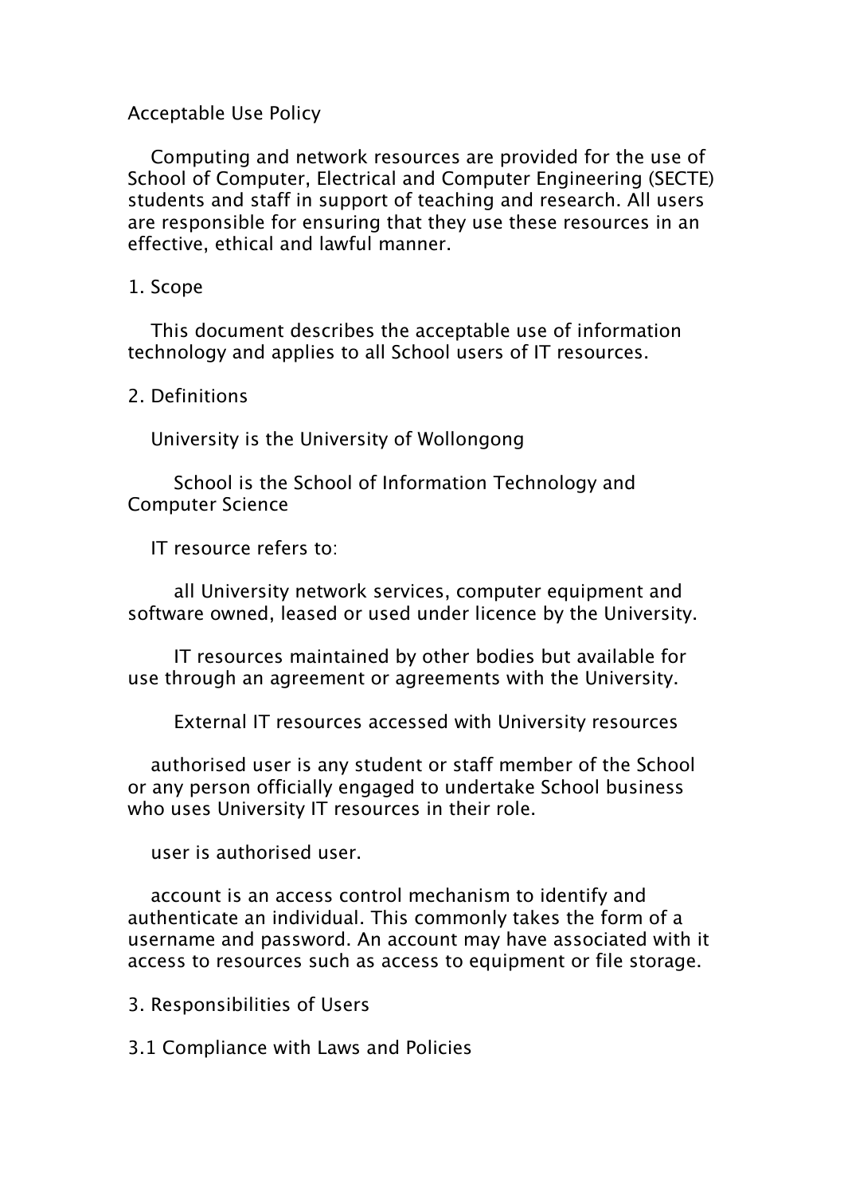# Acceptable Use Policy

Computing and network resources are provided for the use of School of Computer, Electrical and Computer Engineering (SECTE) students and staff in support of teaching and research. All users are responsible for ensuring that they use these resources in an effective, ethical and lawful manner.

## 1. Scope

This document describes the acceptable use of information technology and applies to all School users of IT resources.

## 2. Definitions

University is the University of Wollongong

School is the School of Information Technology and Computer Science

IT resource refers to:

- all University network services, computer equipment and software owned, leased or used under licence by the University.
- IT resources maintained by other bodies but available for use through an agreement or agreements with the University.
- External IT resources accessed with University resources

authorised user is any student or staff member of the School or any person officially engaged to undertake School business who uses University IT resources in their role.

user is authorised user.

account is an access control mechanism to identify and authenticate an individual. This commonly takes the form of a username and password. An account may have associated with it access to resources such as access to equipment or file storage.

## 3. Responsibilities of Users

### 3.1 Compliance with Laws and Policies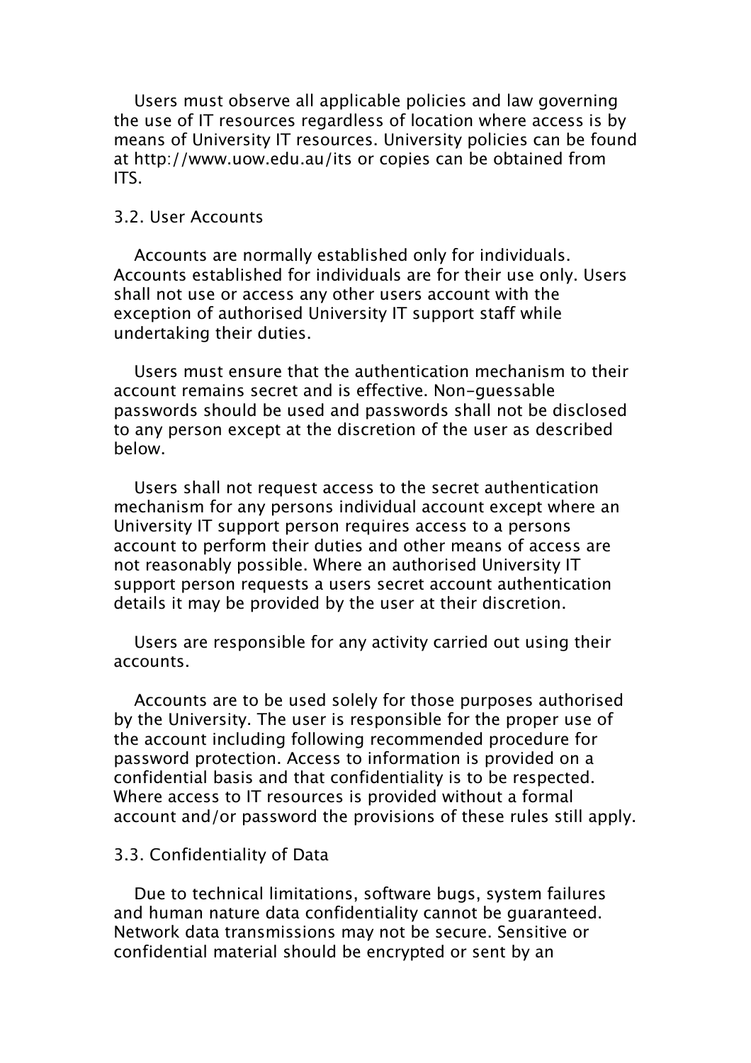Users must observe all applicable policies and law governing the use of IT resources regardless of location where access is by means of University IT resources. University policies can be found at http://www.uow.edu.au/its or copies can be obtained from ITS.

## 3.2. User Accounts

Accounts are normally established only for individuals. Accounts established for individuals are for their use only. Users shall not use or access any other users account with the exception of authorised University IT support staff while undertaking their duties.

Users must ensure that the authentication mechanism to their account remains secret and is effective. Non-guessable passwords should be used and passwords shall not be disclosed to any person except at the discretion of the user as described below.

Users shall not request access to the secret authentication mechanism for any persons individual account except where an University IT support person requires access to a persons account to perform their duties and other means of access are not reasonably possible. Where an authorised University IT support person requests a users secret account authentication details it may be provided by the user at their discretion.

Users are responsible for any activity carried out using their accounts.

Accounts are to be used solely for those purposes authorised by the University. The user is responsible for the proper use of the account including following recommended procedure for password protection. Access to information is provided on a confidential basis and that confidentiality is to be respected. Where access to IT resources is provided without a formal account and/or password the provisions of these rules still apply.

## 3.3. Confidentiality of Data

Due to technical limitations, software bugs, system failures and human nature data confidentiality cannot be guaranteed. Network data transmissions may not be secure. Sensitive or confidential material should be encrypted or sent by an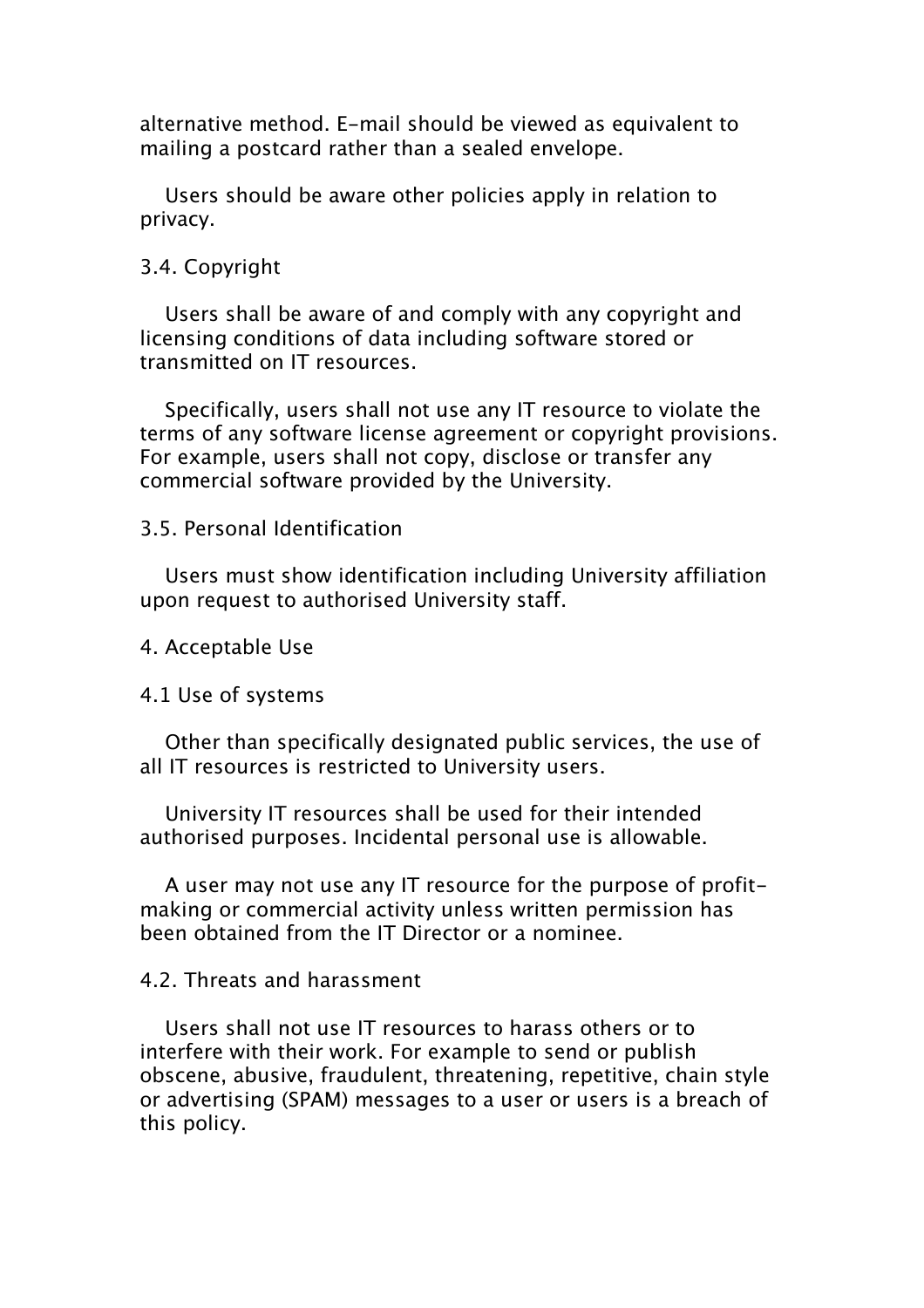alternative method. E-mail should be viewed as equivalent to mailing a postcard rather than a sealed envelope.

Users should be aware other policies apply in relation to privacy.

### 3.4. Copyright

Users shall be aware of and comply with any copyright and licensing conditions of data including software stored or transmitted on IT resources.

Specifically, users shall not use any IT resource to violate the terms of any software license agreement or copyright provisions. For example, users shall not copy, disclose or transfer any commercial software provided by the University.

### 3.5. Personal Identification

Users must show identification including University affiliation upon request to authorised University staff.

## 4. Acceptable Use

### 4.1 Use of systems

Other than specifically designated public services, the use of all IT resources is restricted to University users.

University IT resources shall be used for their intended authorised purposes. Incidental personal use is allowable.

A user may not use any IT resource for the purpose of profit-making or commercial activity unless written permission has been obtained from the IT Director or a nominee.

### 4.2. Threats and harassment

Users shall not use IT resources to harass others or to interfere with their work. For example to send or publish obscene, abusive, fraudulent, threatening, repetitive, chain style or advertising (SPAM) messages to a user or users is a breach of this policy.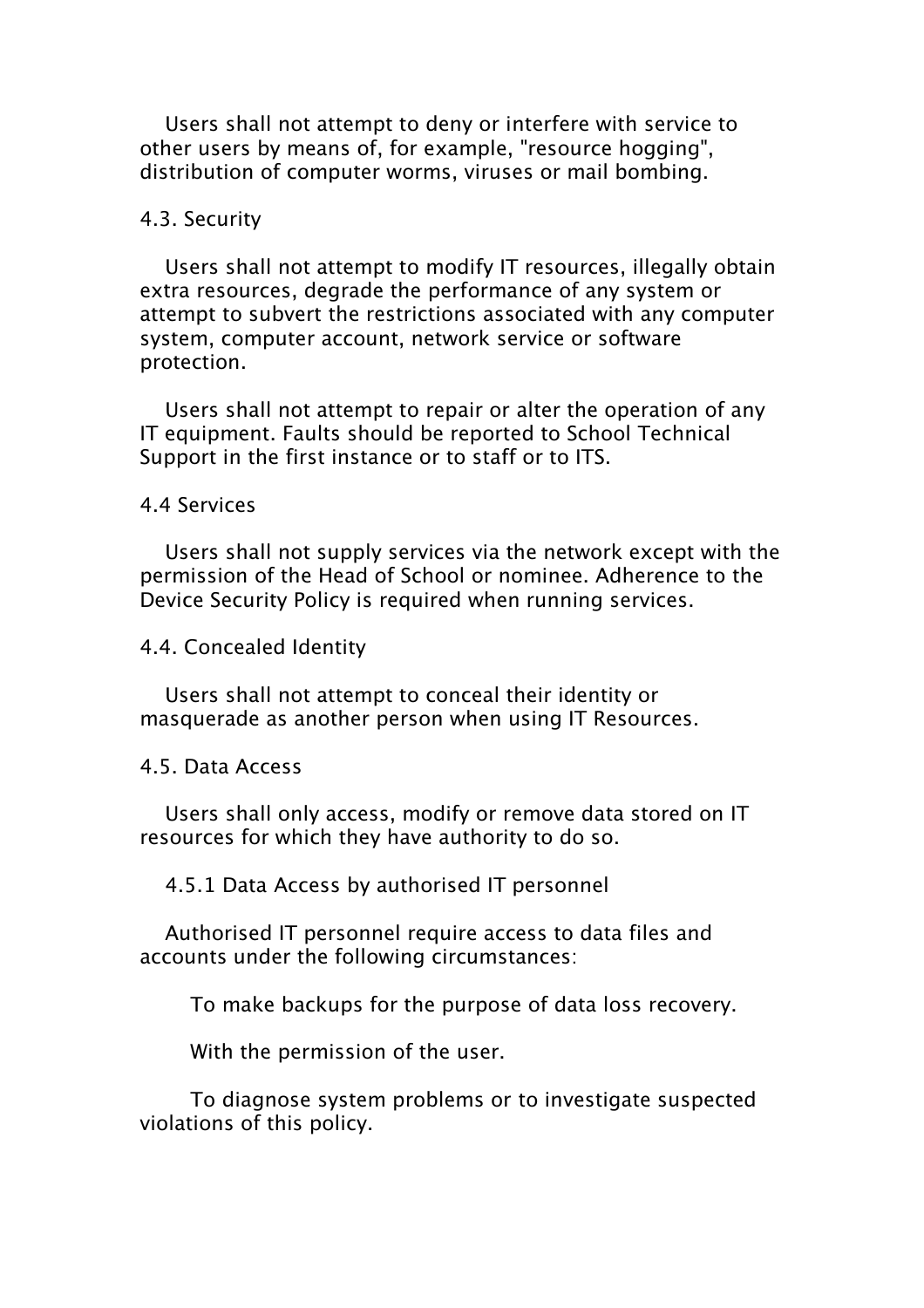Users shall not attempt to deny or interfere with service to other users by means of, for example, "resource hogging", distribution of computer worms, viruses or mail bombing.

### 4.3. Security

Users shall not attempt to modify IT resources, illegally obtain extra resources, degrade the performance of any system or attempt to subvert the restrictions associated with any computer system, computer account, network service or software protection.

Users shall not attempt to repair or alter the operation of any IT equipment. Faults should be reported to School Technical Support in the first instance or to staff or to ITS.

### 4.4 Services

Users shall not supply services via the network except with the permission of the Head of School or nominee. Adherence to the Device Security Policy is required when running services.

### 4.4. Concealed Identity

Users shall not attempt to conceal their identity or masquerade as another person when using IT Resources.

### 4.5. Data Access

Users shall only access, modify or remove data stored on IT resources for which they have authority to do so.

#### 4.5.1 Data Access by authorised IT personnel

Authorised IT personnel require access to data files and accounts under the following circumstances:

- To make backups for the purpose of data loss recovery.
- With the permission of the user.
- To diagnose system problems or to investigate suspected violations of this policy.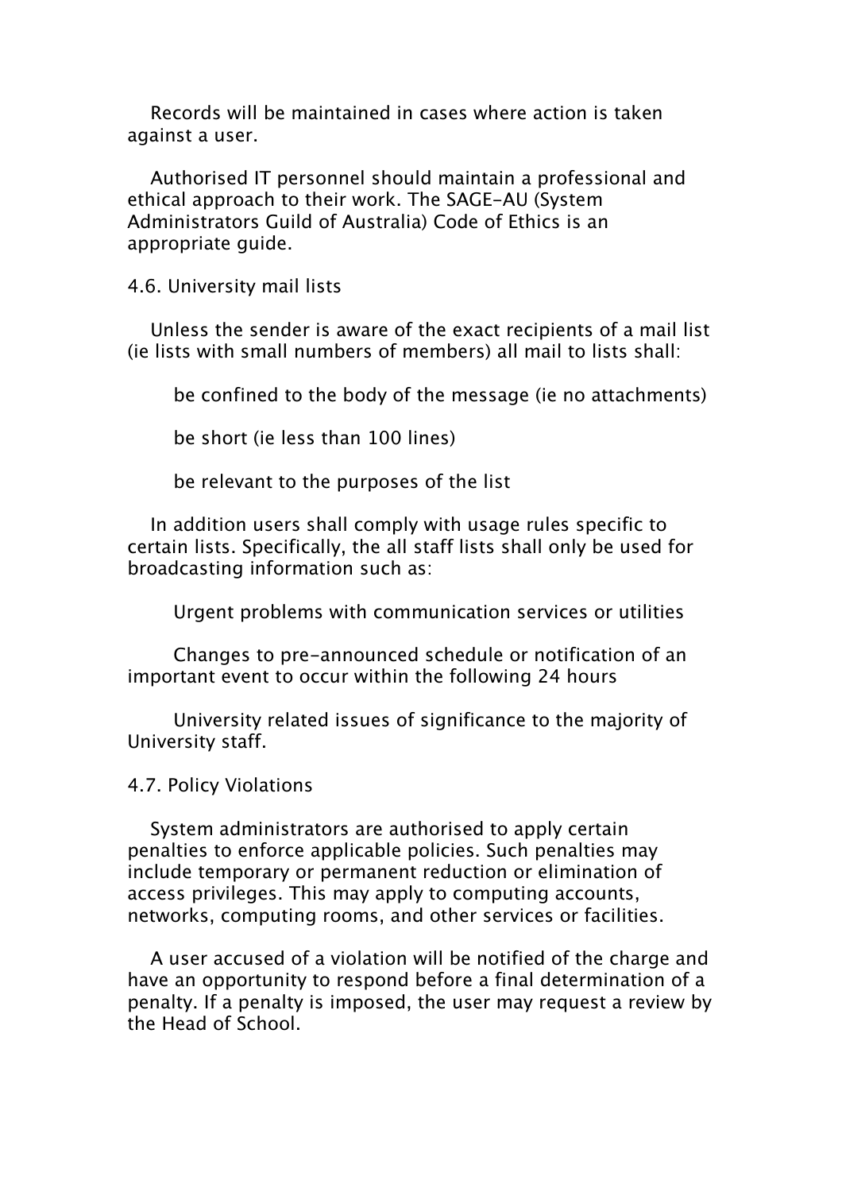Records will be maintained in cases where action is taken against a user.

Authorised IT personnel should maintain a professional and ethical approach to their work. The SAGE-AU (System Administrators Guild of Australia) Code of Ethics is an appropriate guide.

## 4.6. University mail lists

Unless the sender is aware of the exact recipients of a mail list (ie lists with small numbers of members) all mail to lists shall:

- be confined to the body of the message (ie no attachments)
- be short (ie less than 100 lines)
- be relevant to the purposes of the list

In addition users shall comply with usage rules specific to certain lists. Specifically, the all staff lists shall only be used for broadcasting information such as:

- Urgent problems with communication services or utilities
- Changes to pre-announced schedule or notification of an important event to occur within the following 24 hours
- University related issues of significance to the majority of University staff.

## 4.7. Policy Violations

System administrators are authorised to apply certain penalties to enforce applicable policies. Such penalties may include temporary or permanent reduction or elimination of access privileges. This may apply to computing accounts, networks, computing rooms, and other services or facilities.

A user accused of a violation will be notified of the charge and have an opportunity to respond before a final determination of a penalty. If a penalty is imposed, the user may request a review by the Head of School.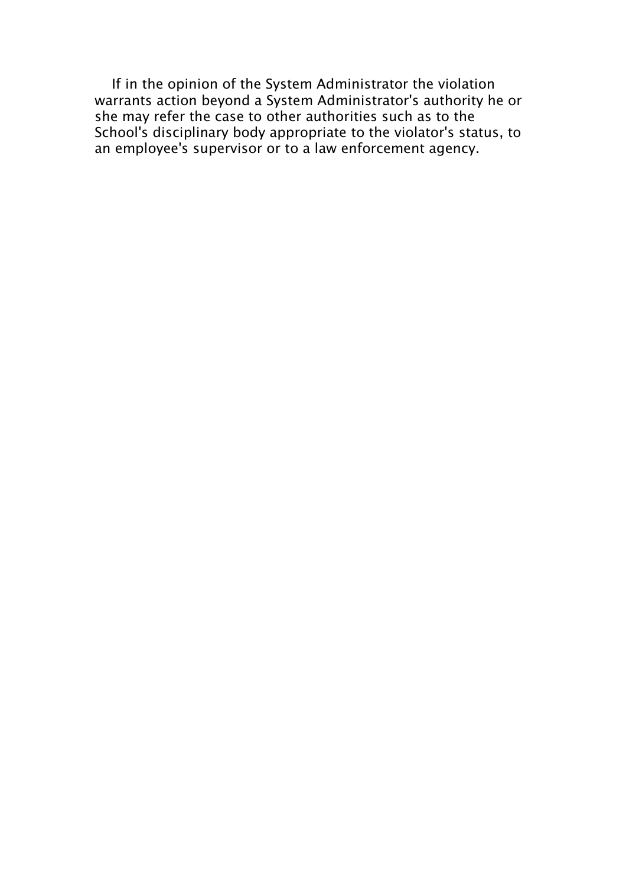If in the opinion of the System Administrator the violation warrants action beyond a System Administrator's authority he or she may refer the case to other authorities such as to the School's disciplinary body appropriate to the violator's status, to an employee's supervisor or to a law enforcement agency.